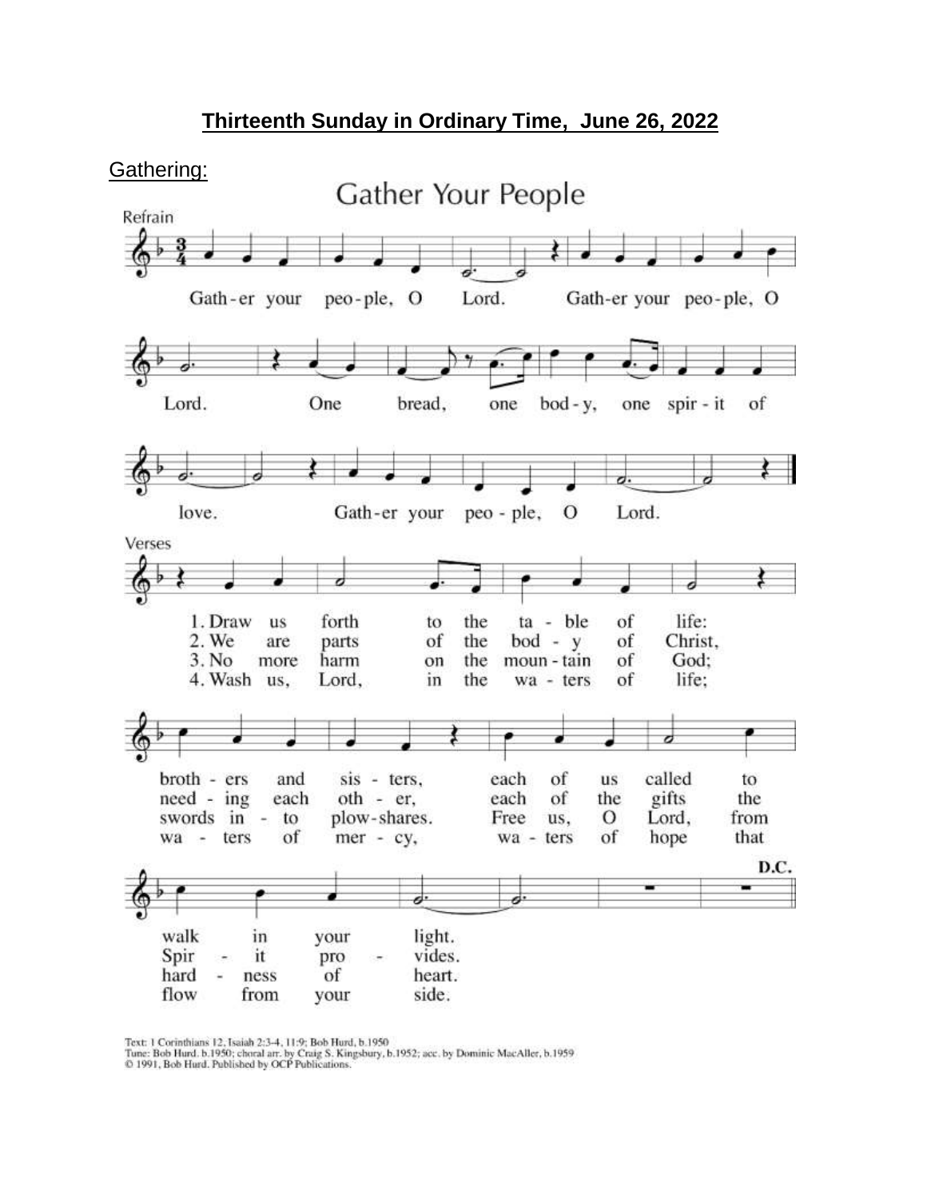## Thirteenth Sunday in Ordinary Time, June 26, 2022

Gathering:

# Gather Your People

Refrain

Gath-er your peo-ple, O Lord. Gath-er your peo-ple, O Lord. One bread, one bod-y, one spir-it of love. Gath-er your peo-ple, O Lord.

Verses

1. Draw us forth to the ta-ble of life: broth-ers and sis-ters, each of us called to walk in your light.
2. We are parts of the bod-y of Christ, need-ing each oth-er, each of the gifts the Spir-it pro-vides.
3. No more harm on the moun-tain of God; swords in-to plow-shares. Free us, O Lord, from hard-ness of heart.
4. Wash us, Lord, in the wa-ters of life; wa-ters of mer-cy, wa-ters of hope that flow from your side.

D.C.

Text: 1 Corinthians 12, Isaiah 2:3-4, 11:9; Bob Hurd, b.1950
Tune: Bob Hurd, b.1950; choral arr. by Craig S. Kingsbury, b.1952; acc. by Dominic MacAller, b.1959
© 1991, Bob Hurd. Published by OCP Publications.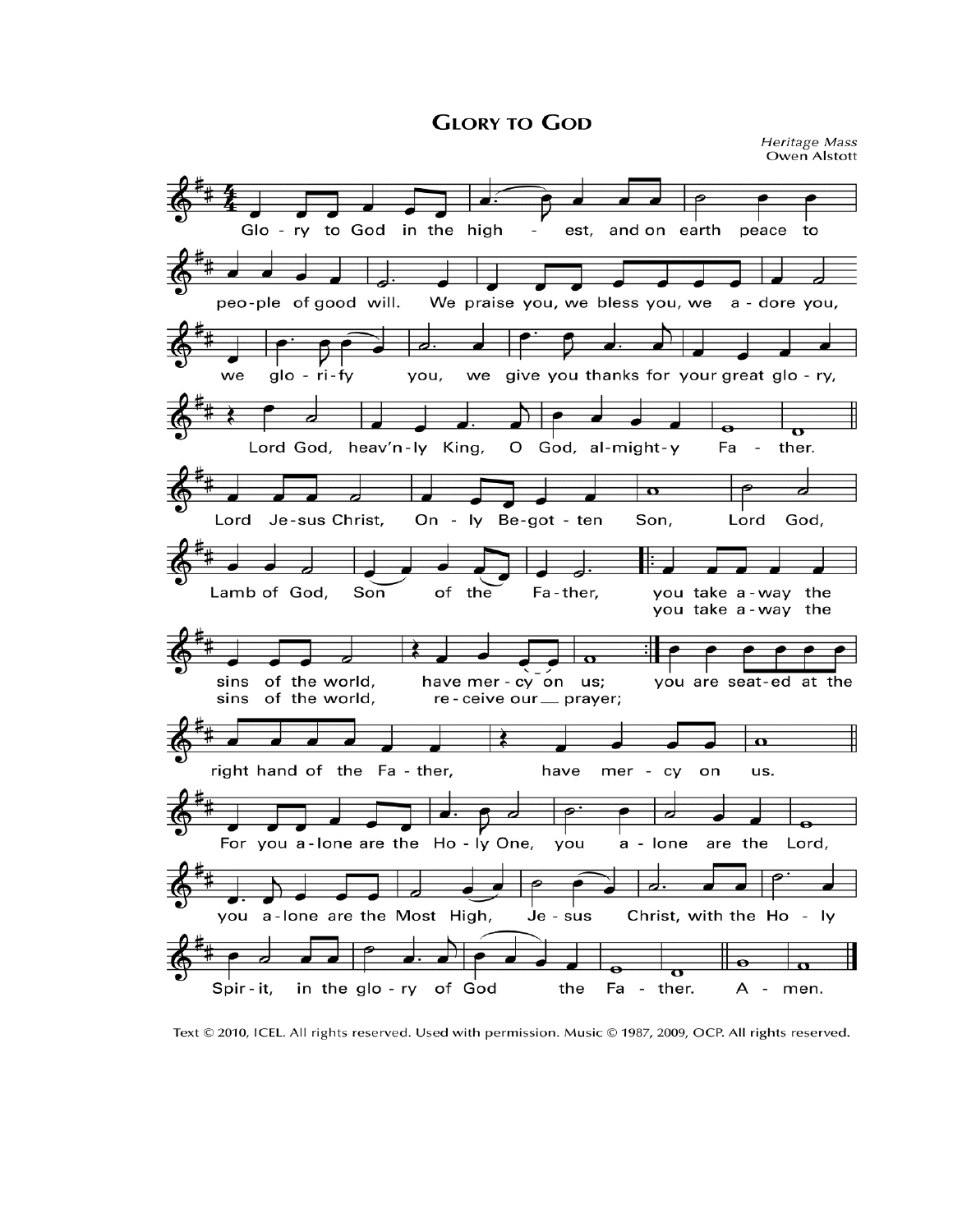# Glory to God

*Heritage Mass*
Owen Alstott

Glo - ry to God in the high - est, and on earth peace to peo-ple of good will. We praise you, we bless you, we a - dore you, we glo - ri - fy you, we give you thanks for your great glo - ry, Lord God, heav'n-ly King, O God, al-might-y Fa - ther.

Lord Je-sus Christ, On - ly Be-got - ten Son, Lord God, Lamb of God, Son of the Fa-ther, you take a-way the sins of the world, have mer - cy on us; you take a-way the sins of the world, re - ceive our prayer; you are seat-ed at the right hand of the Fa - ther, have mer - cy on us.

For you a-lone are the Ho - ly One, you a - lone are the Lord, you a-lone are the Most High, Je - sus Christ, with the Ho - ly Spir - it, in the glo - ry of God the Fa - ther. A - men.

Text © 2010, ICEL. All rights reserved. Used with permission. Music © 1987, 2009, OCP. All rights reserved.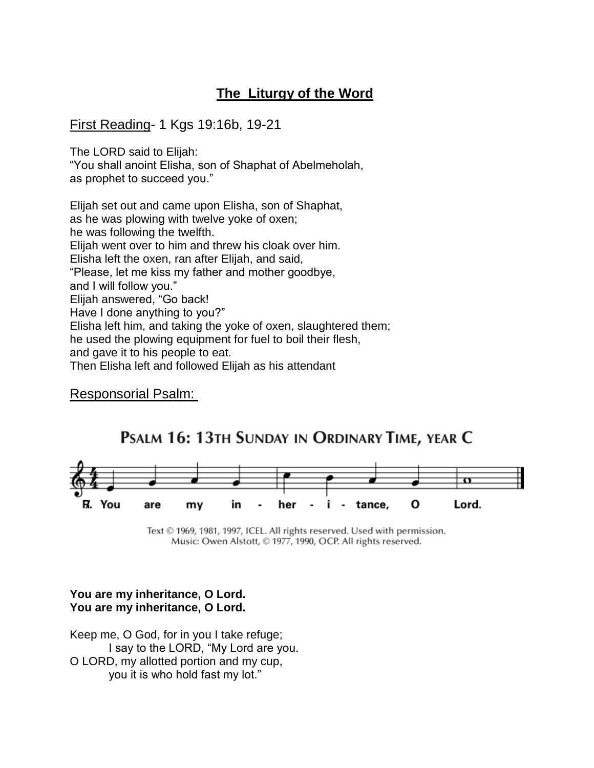## The Liturgy of the Word

First Reading- 1 Kgs 19:16b, 19-21

The LORD said to Elijah:
"You shall anoint Elisha, son of Shaphat of Abelmeholah,
as prophet to succeed you."

Elijah set out and came upon Elisha, son of Shaphat,
as he was plowing with twelve yoke of oxen;
he was following the twelfth.
Elijah went over to him and threw his cloak over him.
Elisha left the oxen, ran after Elijah, and said,
"Please, let me kiss my father and mother goodbye,
and I will follow you."
Elijah answered, "Go back!
Have I done anything to you?"
Elisha left him, and taking the yoke of oxen, slaughtered them;
he used the plowing equipment for fuel to boil their flesh,
and gave it to his people to eat.
Then Elisha left and followed Elijah as his attendant

Responsorial Psalm:

PSALM 16: 13TH SUNDAY IN ORDINARY TIME, YEAR C

℟. You are my in - her - i - tance, O Lord.

Text © 1969, 1981, 1997, ICEL. All rights reserved. Used with permission.
Music: Owen Alstott, © 1977, 1990, OCP. All rights reserved.

**You are my inheritance, O Lord.**
**You are my inheritance, O Lord.**

Keep me, O God, for in you I take refuge;
 I say to the LORD, "My Lord are you.
O LORD, my allotted portion and my cup,
 you it is who hold fast my lot."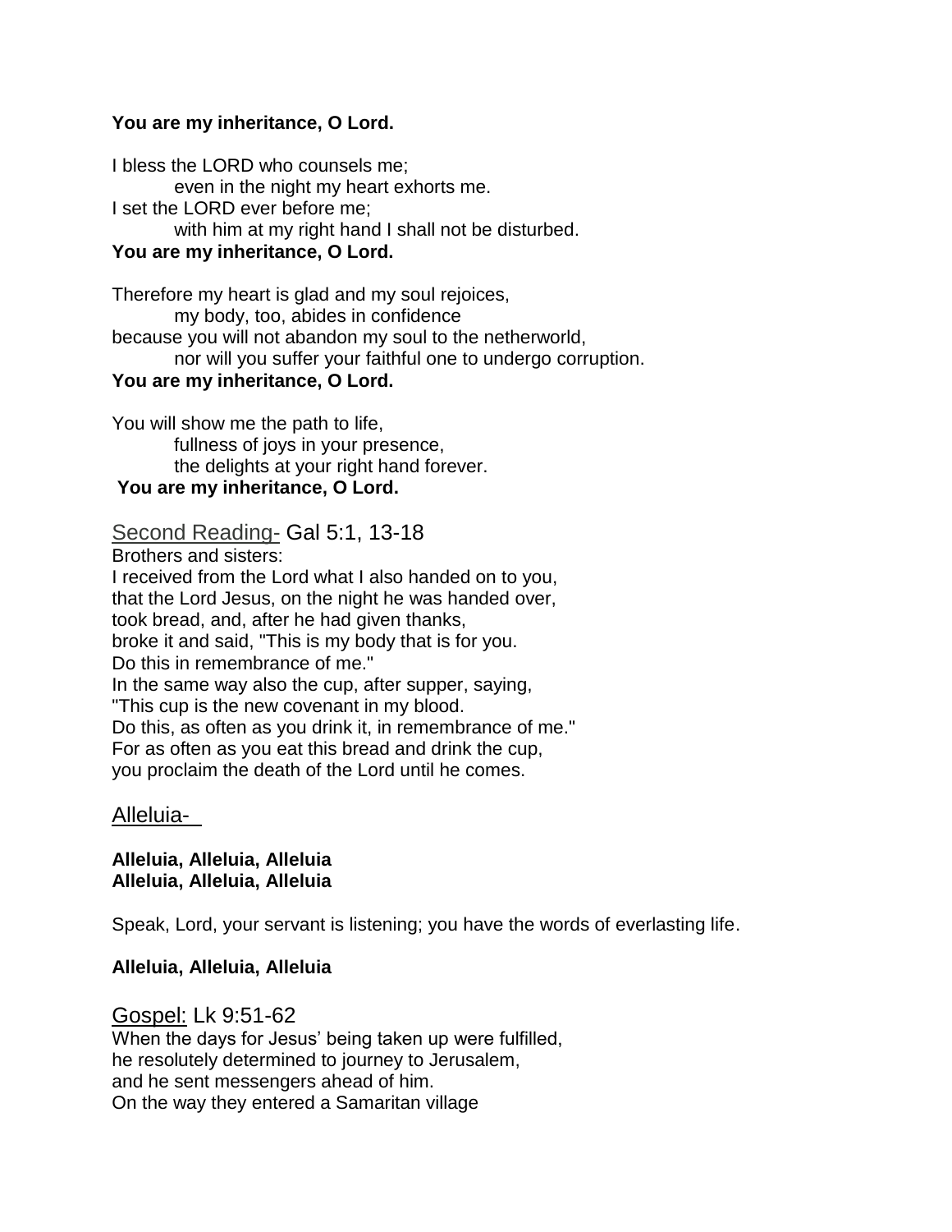**You are my inheritance, O Lord.**

I bless the LORD who counsels me;
even in the night my heart exhorts me.
I set the LORD ever before me;
with him at my right hand I shall not be disturbed.
**You are my inheritance, O Lord.**

Therefore my heart is glad and my soul rejoices,
my body, too, abides in confidence
because you will not abandon my soul to the netherworld,
nor will you suffer your faithful one to undergo corruption.
**You are my inheritance, O Lord.**

You will show me the path to life,
fullness of joys in your presence,
the delights at your right hand forever.
**You are my inheritance, O Lord.**

## Second Reading- Gal 5:1, 13-18

Brothers and sisters:
I received from the Lord what I also handed on to you,
that the Lord Jesus, on the night he was handed over,
took bread, and, after he had given thanks,
broke it and said, "This is my body that is for you.
Do this in remembrance of me."
In the same way also the cup, after supper, saying,
"This cup is the new covenant in my blood.
Do this, as often as you drink it, in remembrance of me."
For as often as you eat this bread and drink the cup,
you proclaim the death of the Lord until he comes.

## Alleluia-

**Alleluia, Alleluia, Alleluia**
**Alleluia, Alleluia, Alleluia**

Speak, Lord, your servant is listening; you have the words of everlasting life.

**Alleluia, Alleluia, Alleluia**

## Gospel: Lk 9:51-62

When the days for Jesus' being taken up were fulfilled,
he resolutely determined to journey to Jerusalem,
and he sent messengers ahead of him.
On the way they entered a Samaritan village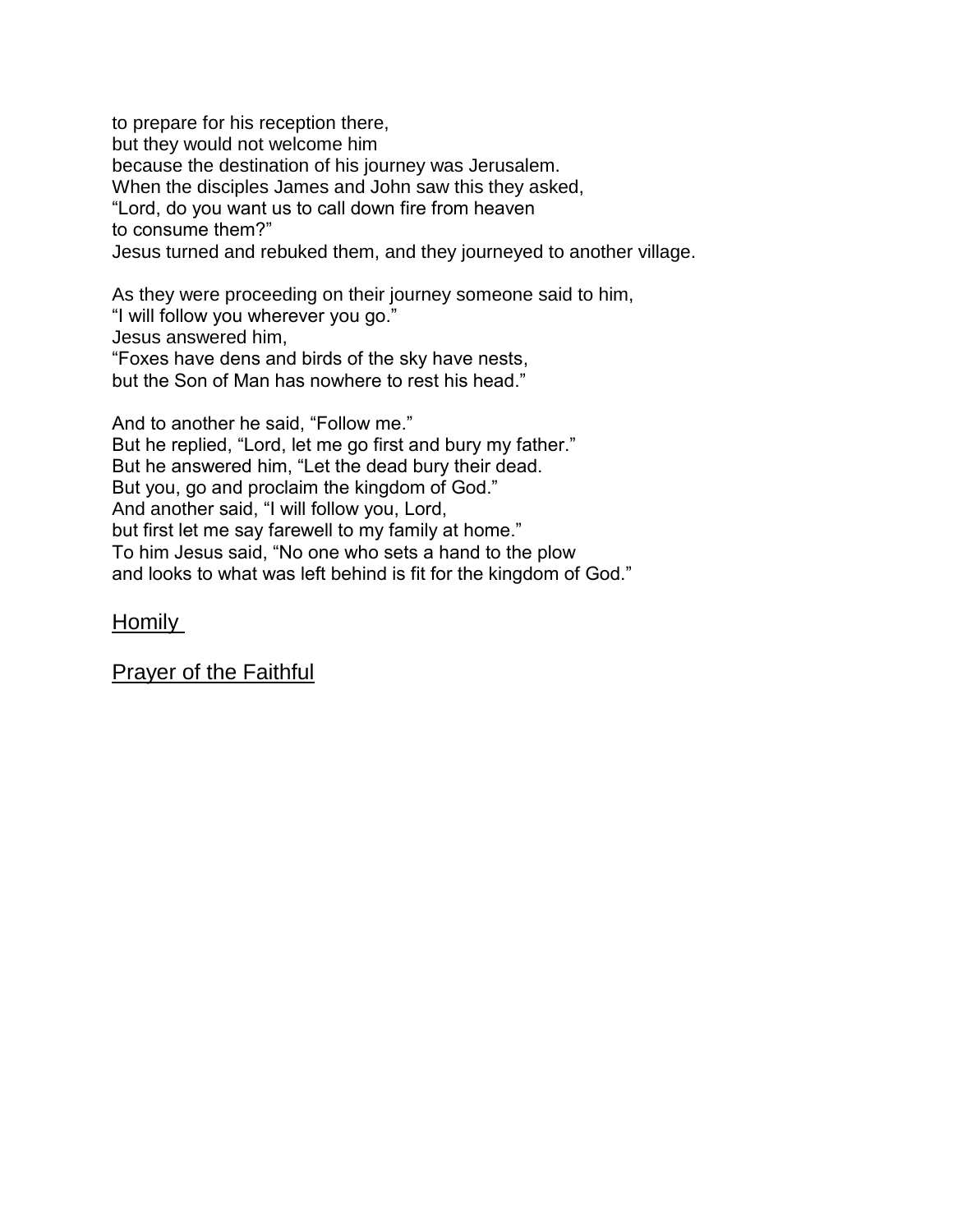to prepare for his reception there,
but they would not welcome him
because the destination of his journey was Jerusalem.
When the disciples James and John saw this they asked,
“Lord, do you want us to call down fire from heaven
to consume them?”
Jesus turned and rebuked them, and they journeyed to another village.

As they were proceeding on their journey someone said to him,
“I will follow you wherever you go.”
Jesus answered him,
“Foxes have dens and birds of the sky have nests,
but the Son of Man has nowhere to rest his head.”

And to another he said, “Follow me.”
But he replied, “Lord, let me go first and bury my father.”
But he answered him, “Let the dead bury their dead.
But you, go and proclaim the kingdom of God.”
And another said, “I will follow you, Lord,
but first let me say farewell to my family at home.”
To him Jesus said, “No one who sets a hand to the plow
and looks to what was left behind is fit for the kingdom of God.”

## Homily

## Prayer of the Faithful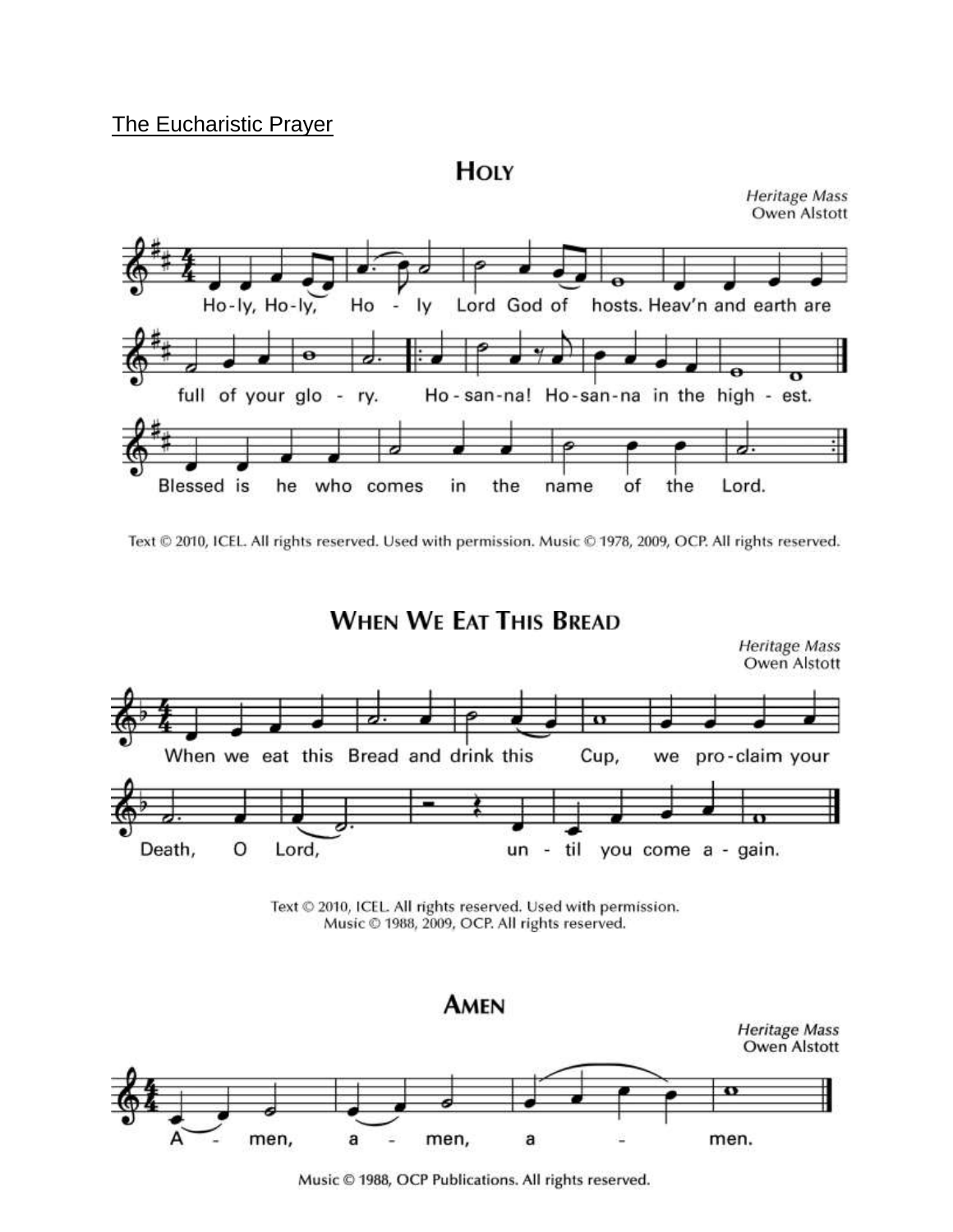The Eucharistic Prayer

## Holy

*Heritage Mass*
Owen Alstott

Ho-ly, Ho-ly, Ho - ly Lord God of hosts. Heav'n and earth are full of your glo - ry. Ho-san-na! Ho-san-na in the high - est.

Blessed is he who comes in the name of the Lord.

Text © 2010, ICEL. All rights reserved. Used with permission. Music © 1978, 2009, OCP. All rights reserved.

## When We Eat This Bread

*Heritage Mass*
Owen Alstott

When we eat this Bread and drink this Cup, we pro-claim your Death, O Lord, un - til you come a - gain.

Text © 2010, ICEL. All rights reserved. Used with permission.
Music © 1988, 2009, OCP. All rights reserved.

## Amen

*Heritage Mass*
Owen Alstott

A - men, a - men, a - men.

Music © 1988, OCP Publications. All rights reserved.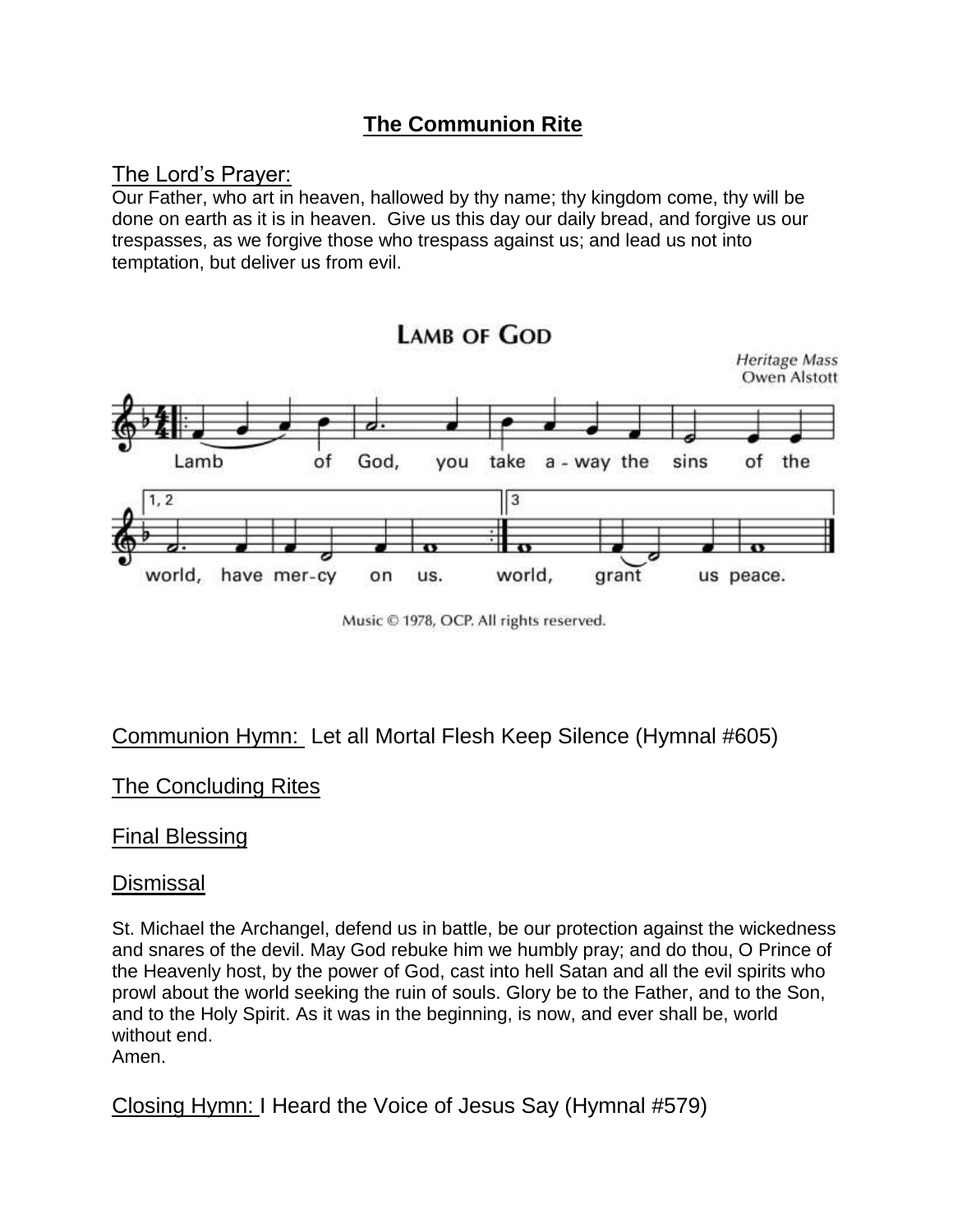# The Communion Rite

## The Lord's Prayer:

Our Father, who art in heaven, hallowed by thy name; thy kingdom come, thy will be done on earth as it is in heaven. Give us this day our daily bread, and forgive us our trespasses, as we forgive those who trespass against us; and lead us not into temptation, but deliver us from evil.

## LAMB OF GOD

*Heritage Mass*
*Owen Alstott*

Lamb of God, you take a-way the sins of the world, have mer-cy on us. world, grant us peace.

Music © 1978, OCP. All rights reserved.

## Communion Hymn: Let all Mortal Flesh Keep Silence (Hymnal #605)

## The Concluding Rites

## Final Blessing

## Dismissal

St. Michael the Archangel, defend us in battle, be our protection against the wickedness and snares of the devil. May God rebuke him we humbly pray; and do thou, O Prince of the Heavenly host, by the power of God, cast into hell Satan and all the evil spirits who prowl about the world seeking the ruin of souls. Glory be to the Father, and to the Son, and to the Holy Spirit. As it was in the beginning, is now, and ever shall be, world without end.
Amen.

## Closing Hymn: I Heard the Voice of Jesus Say (Hymnal #579)